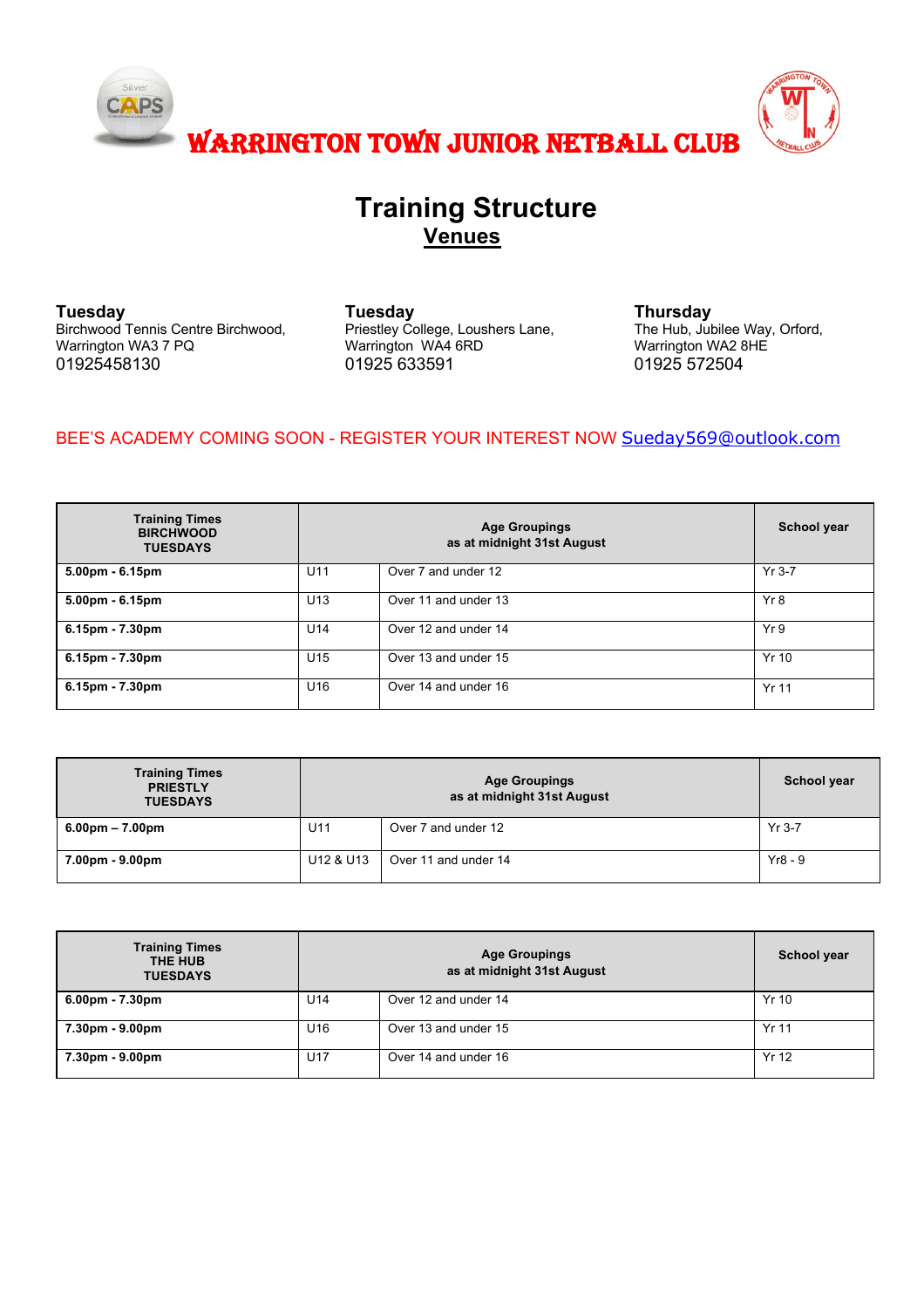# WARRINGTON TOWN JUNIOR NETBALL CLUB

## Training Structure

### Venues

**Tuesday**
Birchwood Tennis Centre Birchwood,
Warrington WA3 7 PQ
01925458130

**Tuesday**
Priestley College, Loushers Lane,
Warrington WA4 6RD
01925 633591

**Thursday**
The Hub, Jubilee Way, Orford,
Warrington WA2 8HE
01925 572504

BEE'S ACADEMY COMING SOON - REGISTER YOUR INTEREST NOW Sueday569@outlook.com

| Training Times BIRCHWOOD TUESDAYS | Age Groupings as at midnight 31st August | | School year |
|---|---|---|---|
| **5.00pm - 6.15pm** | U11 | Over 7 and under 12 | Yr 3-7 |
| **5.00pm - 6.15pm** | U13 | Over 11 and under 13 | Yr 8 |
| **6.15pm - 7.30pm** | U14 | Over 12 and under 14 | Yr 9 |
| **6.15pm - 7.30pm** | U15 | Over 13 and under 15 | Yr 10 |
| **6.15pm - 7.30pm** | U16 | Over 14 and under 16 | Yr 11 |

| Training Times PRIESTLY TUESDAYS | Age Groupings as at midnight 31st August | | School year |
|---|---|---|---|
| **6.00pm – 7.00pm** | U11 | Over 7 and under 12 | Yr 3-7 |
| **7.00pm - 9.00pm** | U12 & U13 | Over 11 and under 14 | Yr8 - 9 |

| Training Times THE HUB TUESDAYS | Age Groupings as at midnight 31st August | | School year |
|---|---|---|---|
| **6.00pm - 7.30pm** | U14 | Over 12 and under 14 | Yr 10 |
| **7.30pm - 9.00pm** | U16 | Over 13 and under 15 | Yr 11 |
| **7.30pm - 9.00pm** | U17 | Over 14 and under 16 | Yr 12 |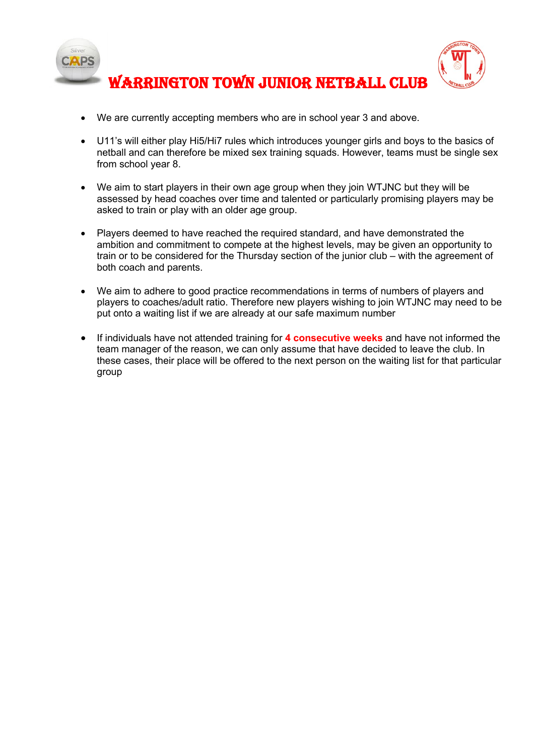# WARRINGTON TOWN JUNIOR NETBALL CLUB

- We are currently accepting members who are in school year 3 and above.

- U11's will either play Hi5/Hi7 rules which introduces younger girls and boys to the basics of netball and can therefore be mixed sex training squads. However, teams must be single sex from school year 8.

- We aim to start players in their own age group when they join WTJNC but they will be assessed by head coaches over time and talented or particularly promising players may be asked to train or play with an older age group.

- Players deemed to have reached the required standard, and have demonstrated the ambition and commitment to compete at the highest levels, may be given an opportunity to train or to be considered for the Thursday section of the junior club – with the agreement of both coach and parents.

- We aim to adhere to good practice recommendations in terms of numbers of players and players to coaches/adult ratio. Therefore new players wishing to join WTJNC may need to be put onto a waiting list if we are already at our safe maximum number

- If individuals have not attended training for **4 consecutive weeks** and have not informed the team manager of the reason, we can only assume that have decided to leave the club. In these cases, their place will be offered to the next person on the waiting list for that particular group